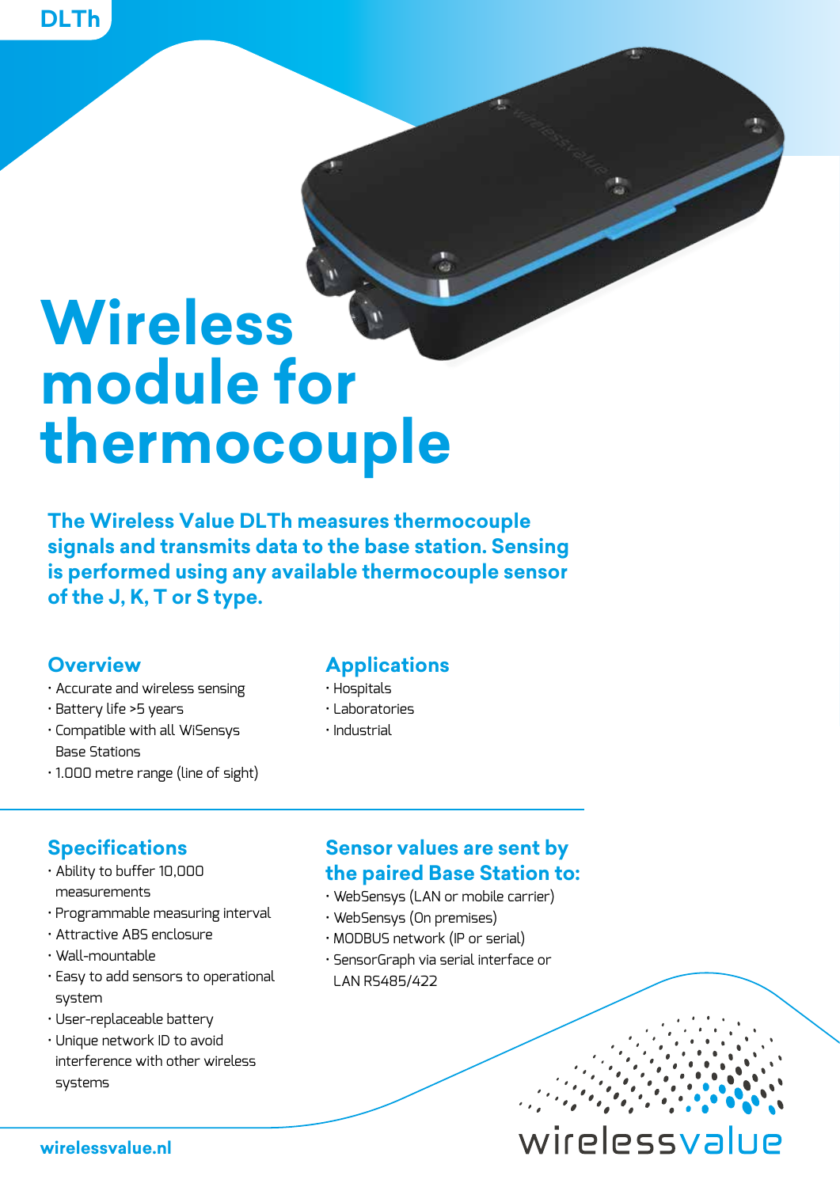DLTh

# Wireless module for thermocouple

**The Wireless Value DLTh measures thermocouple signals and transmits data to the base station. Sensing is performed using any available thermocouple sensor of the J, K, T or S type.**

## Overview

- Accurate and wireless sensing
- Battery life >5 years
- Compatible with all WiSensys Base Stations
- 1.000 metre range (line of sight)

## Applications

- Hospitals
- Laboratories
- Industrial

## Specifications

- Ability to buffer 10,000 measurements
- Programmable measuring interval
- Attractive ABS enclosure
- Wall-mountable
- Easy to add sensors to operational system
- User-replaceable battery
- Unique network ID to avoid interference with other wireless systems

## Sensor values are sent by the paired Base Station to:

- WebSensys (LAN or mobile carrier)
- WebSensys (On premises)
- MODBUS network (IP or serial)
- SensorGraph via serial interface or LAN RS485/422

wirelessvalue.nl

wirelessvalue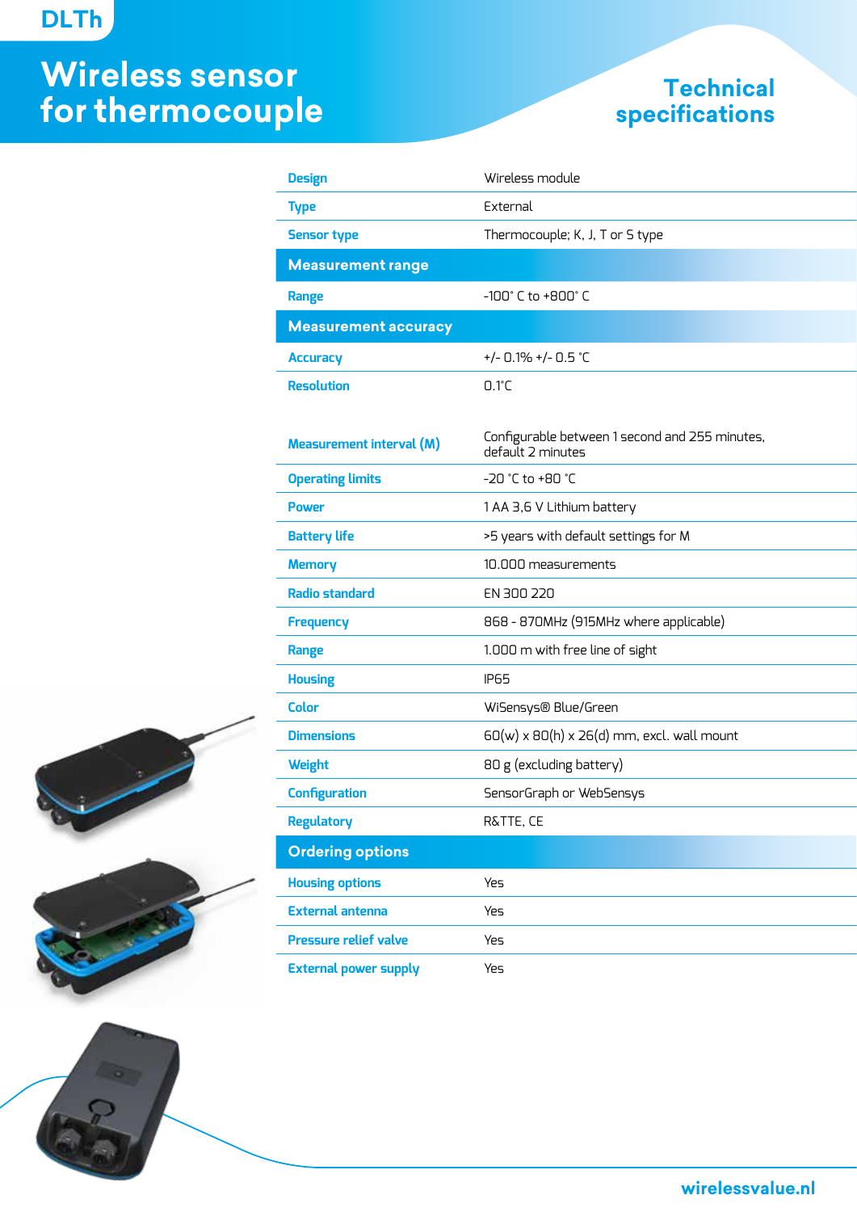DLTh

# Wireless sensor for thermocouple

## Technical specifications

| | |
|---|---|
| **Design** | Wireless module |
| **Type** | External |
| **Sensor type** | Thermocouple; K, J, T or S type |
| **Measurement range** | |
| **Range** | -100° C to +800° C |
| **Measurement accuracy** | |
| **Accuracy** | +/- 0.1% +/- 0.5 °C |
| **Resolution** | 0.1°C |
| **Measurement interval (M)** | Configurable between 1 second and 255 minutes, default 2 minutes |
| **Operating limits** | -20 °C to +80 °C |
| **Power** | 1 AA 3,6 V Lithium battery |
| **Battery life** | >5 years with default settings for M |
| **Memory** | 10.000 measurements |
| **Radio standard** | EN 300 220 |
| **Frequency** | 868 - 870MHz (915MHz where applicable) |
| **Range** | 1.000 m with free line of sight |
| **Housing** | IP65 |
| **Color** | WiSensys® Blue/Green |
| **Dimensions** | 60(w) x 80(h) x 26(d) mm, excl. wall mount |
| **Weight** | 80 g (excluding battery) |
| **Configuration** | SensorGraph or WebSensys |
| **Regulatory** | R&TTE, CE |
| **Ordering options** | |
| **Housing options** | Yes |
| **External antenna** | Yes |
| **Pressure relief valve** | Yes |
| **External power supply** | Yes |

wirelessvalue.nl